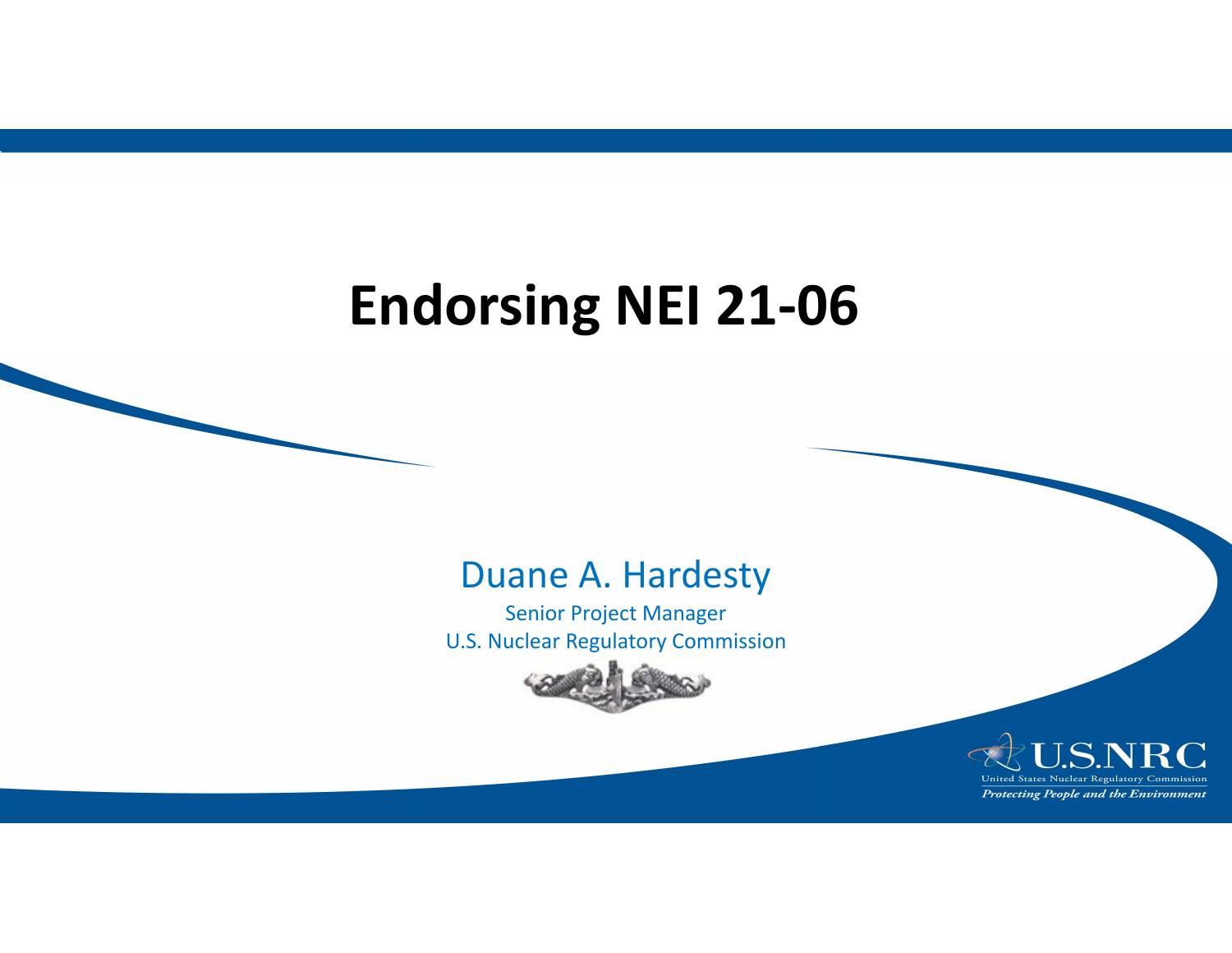# Endorsing NEI 21-06

Duane A. Hardesty

Senior Project Manager

U.S. Nuclear Regulatory Commission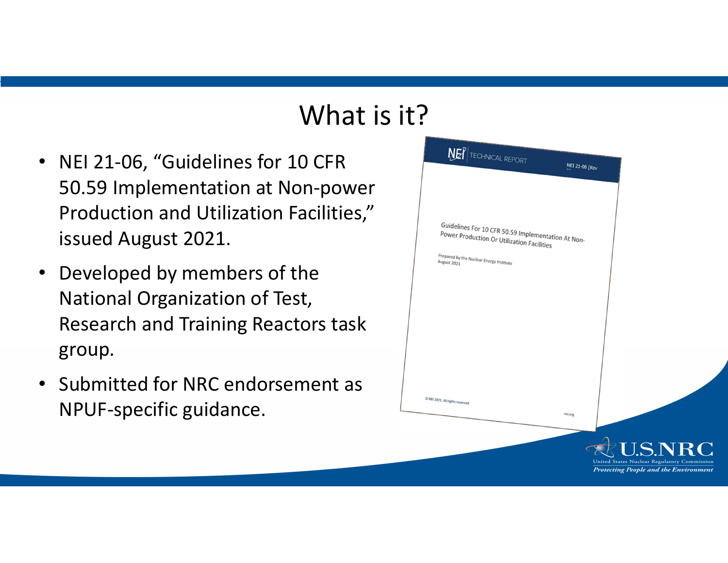# What is it?

- NEI 21-06, "Guidelines for 10 CFR 50.59 Implementation at Non-power Production and Utilization Facilities," issued August 2021.
- Developed by members of the National Organization of Test, Research and Training Reactors task group.
- Submitted for NRC endorsement as NPUF-specific guidance.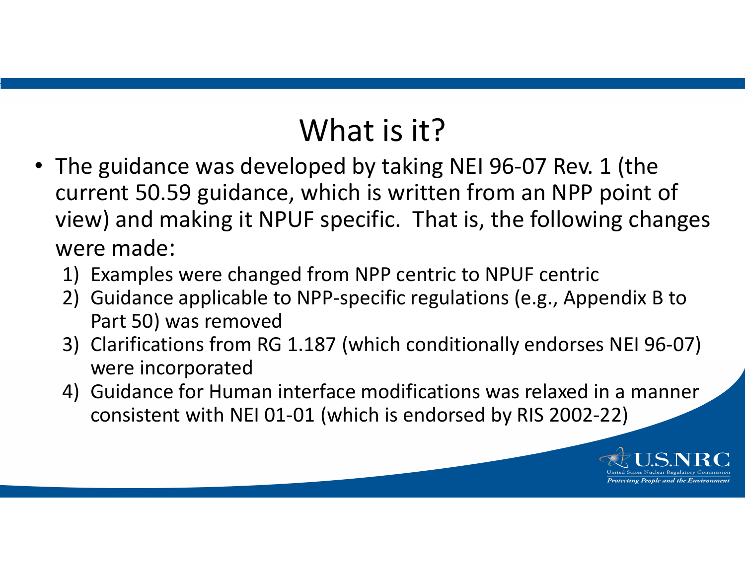# What is it?

- The guidance was developed by taking NEI 96-07 Rev. 1 (the current 50.59 guidance, which is written from an NPP point of view) and making it NPUF specific. That is, the following changes were made:
  1) Examples were changed from NPP centric to NPUF centric
  2) Guidance applicable to NPP-specific regulations (e.g., Appendix B to Part 50) was removed
  3) Clarifications from RG 1.187 (which conditionally endorses NEI 96-07) were incorporated
  4) Guidance for Human interface modifications was relaxed in a manner consistent with NEI 01-01 (which is endorsed by RIS 2002-22)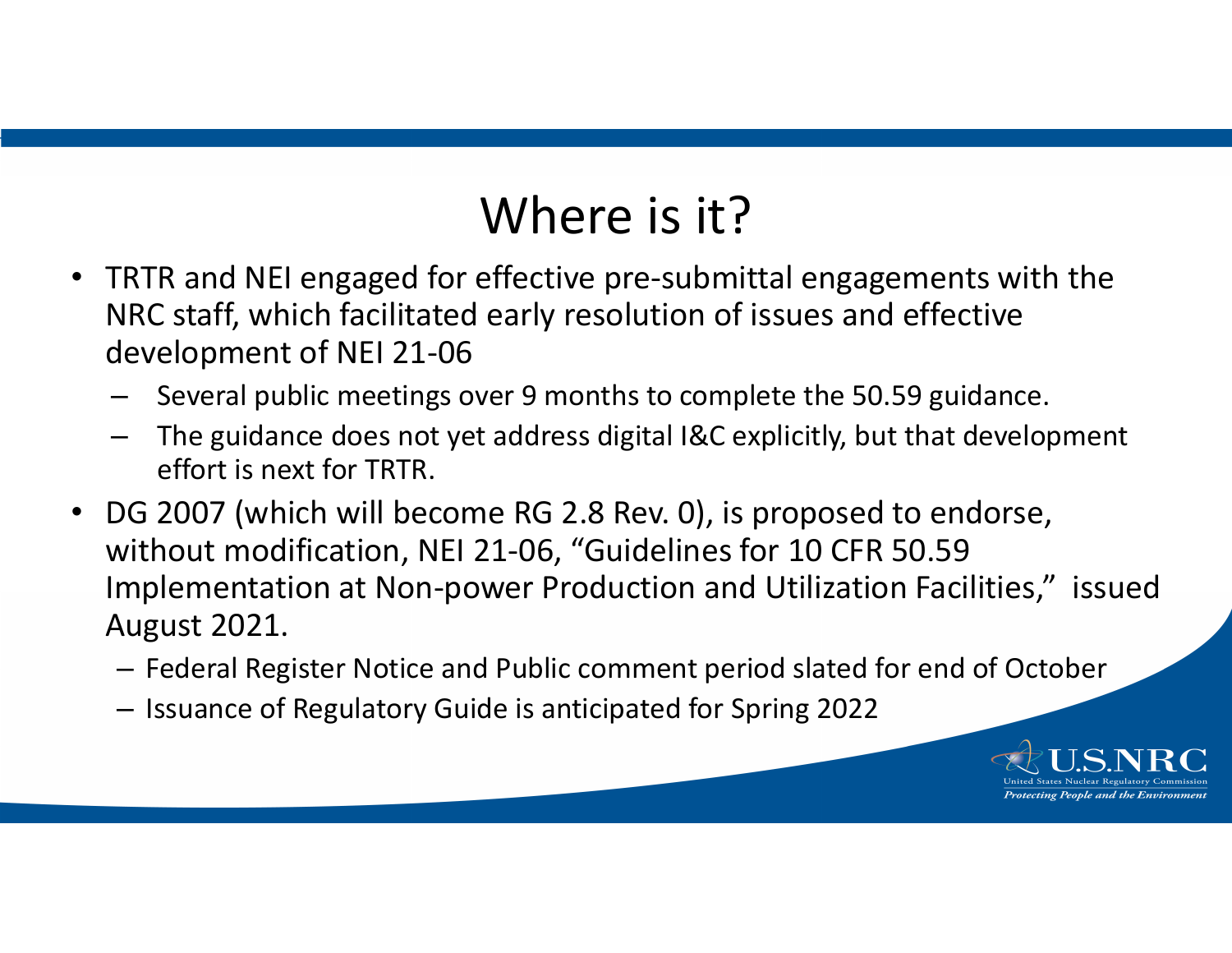# Where is it?

- TRTR and NEI engaged for effective pre-submittal engagements with the NRC staff, which facilitated early resolution of issues and effective development of NEI 21-06
  - Several public meetings over 9 months to complete the 50.59 guidance.
  - The guidance does not yet address digital I&C explicitly, but that development effort is next for TRTR.
- DG 2007 (which will become RG 2.8 Rev. 0), is proposed to endorse, without modification, NEI 21-06, "Guidelines for 10 CFR 50.59 Implementation at Non-power Production and Utilization Facilities," issued August 2021.
  - Federal Register Notice and Public comment period slated for end of October
  - Issuance of Regulatory Guide is anticipated for Spring 2022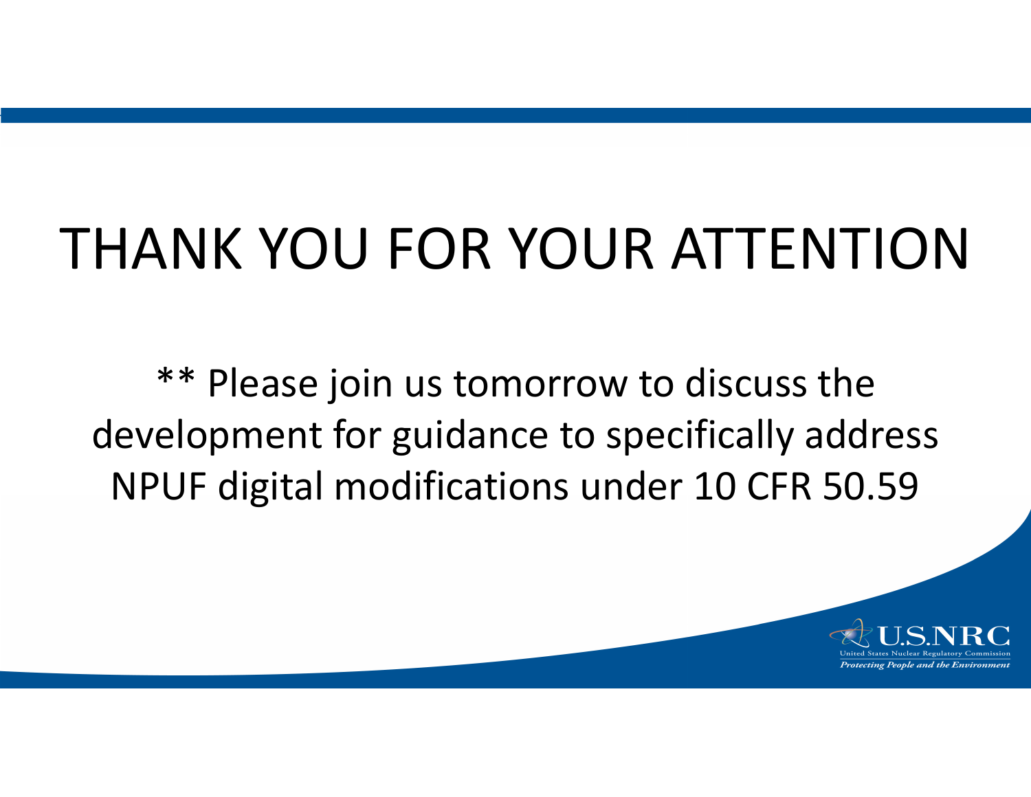# THANK YOU FOR YOUR ATTENTION

** Please join us tomorrow to discuss the development for guidance to specifically address NPUF digital modifications under 10 CFR 50.59

U.S.NRC
United States Nuclear Regulatory Commission
*Protecting People and the Environment*